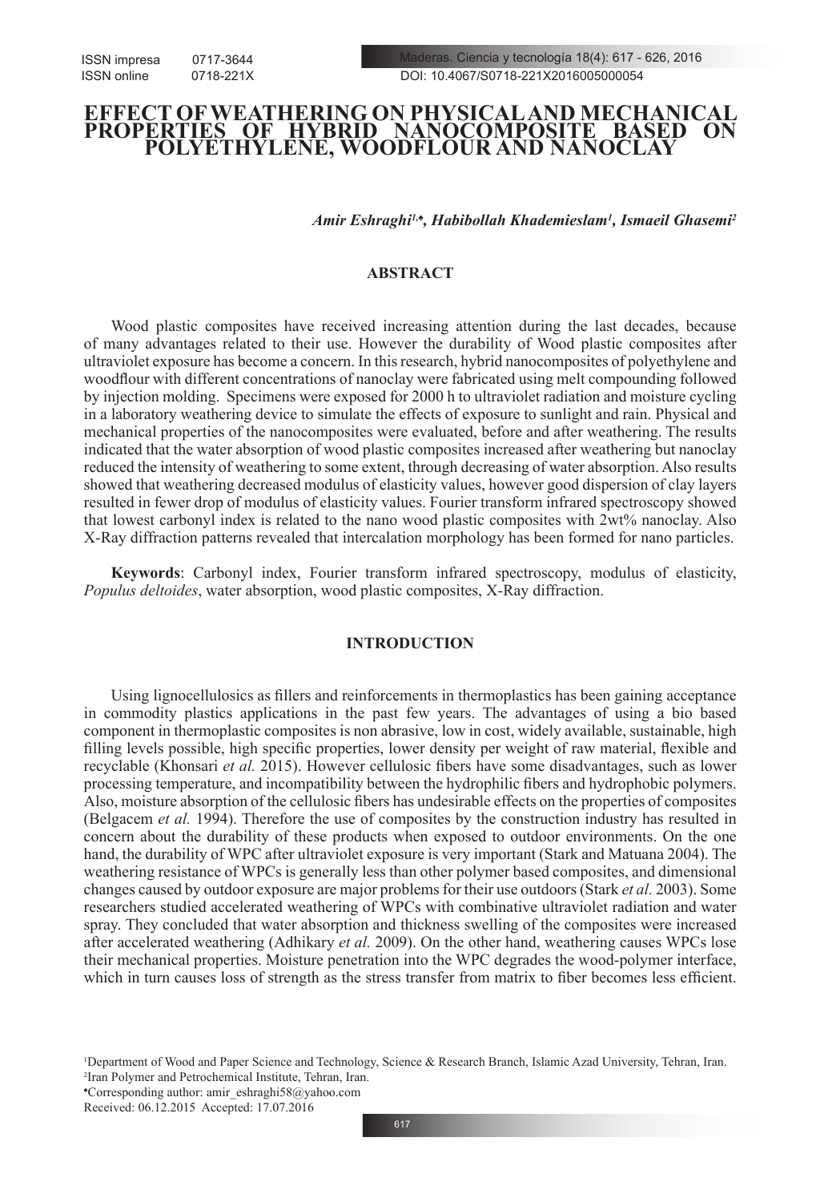# EFFECT OF WEATHERING ON PHYSICAL AND MECHANICAL PROPERTIES OF HYBRID NANOCOMPOSITE BASED ON POLYETHYLENE, WOODFLOUR AND NANOCLAY

***Amir Eshraghi*[1,♠], *Habibollah Khademieslam*[1], *Ismaeil Ghasemi*[2]**

## ABSTRACT

Wood plastic composites have received increasing attention during the last decades, because of many advantages related to their use. However the durability of Wood plastic composites after ultraviolet exposure has become a concern. In this research, hybrid nanocomposites of polyethylene and woodflour with different concentrations of nanoclay were fabricated using melt compounding followed by injection molding. Specimens were exposed for 2000 h to ultraviolet radiation and moisture cycling in a laboratory weathering device to simulate the effects of exposure to sunlight and rain. Physical and mechanical properties of the nanocomposites were evaluated, before and after weathering. The results indicated that the water absorption of wood plastic composites increased after weathering but nanoclay reduced the intensity of weathering to some extent, through decreasing of water absorption. Also results showed that weathering decreased modulus of elasticity values, however good dispersion of clay layers resulted in fewer drop of modulus of elasticity values. Fourier transform infrared spectroscopy showed that lowest carbonyl index is related to the nano wood plastic composites with 2wt% nanoclay. Also X-Ray diffraction patterns revealed that intercalation morphology has been formed for nano particles.

**Keywords**: Carbonyl index, Fourier transform infrared spectroscopy, modulus of elasticity, *Populus deltoides*, water absorption, wood plastic composites, X-Ray diffraction.

## INTRODUCTION

Using lignocellulosics as fillers and reinforcements in thermoplastics has been gaining acceptance in commodity plastics applications in the past few years. The advantages of using a bio based component in thermoplastic composites is non abrasive, low in cost, widely available, sustainable, high filling levels possible, high specific properties, lower density per weight of raw material, flexible and recyclable (Khonsari *et al.* 2015). However cellulosic fibers have some disadvantages, such as lower processing temperature, and incompatibility between the hydrophilic fibers and hydrophobic polymers. Also, moisture absorption of the cellulosic fibers has undesirable effects on the properties of composites (Belgacem *et al.* 1994). Therefore the use of composites by the construction industry has resulted in concern about the durability of these products when exposed to outdoor environments. On the one hand, the durability of WPC after ultraviolet exposure is very important (Stark and Matuana 2004). The weathering resistance of WPCs is generally less than other polymer based composites, and dimensional changes caused by outdoor exposure are major problems for their use outdoors (Stark *et al.* 2003). Some researchers studied accelerated weathering of WPCs with combinative ultraviolet radiation and water spray. They concluded that water absorption and thickness swelling of the composites were increased after accelerated weathering (Adhikary *et al.* 2009). On the other hand, weathering causes WPCs lose their mechanical properties. Moisture penetration into the WPC degrades the wood-polymer interface, which in turn causes loss of strength as the stress transfer from matrix to fiber becomes less efficient.

[1]Department of Wood and Paper Science and Technology, Science & Research Branch, Islamic Azad University, Tehran, Iran.
[2]Iran Polymer and Petrochemical Institute, Tehran, Iran.
[♠]Corresponding author: amir_eshraghi58@yahoo.com
Received: 06.12.2015 Accepted: 17.07.2016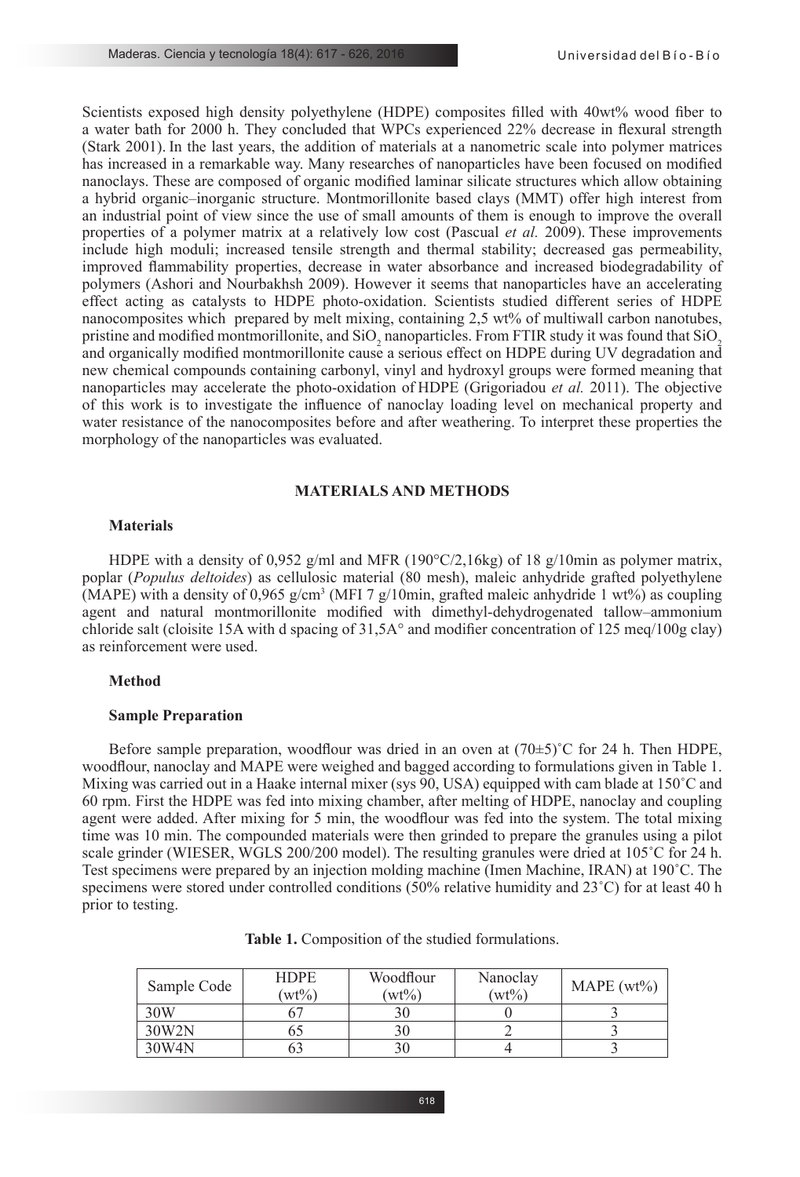Scientists exposed high density polyethylene (HDPE) composites filled with 40wt% wood fiber to a water bath for 2000 h. They concluded that WPCs experienced 22% decrease in flexural strength (Stark 2001). In the last years, the addition of materials at a nanometric scale into polymer matrices has increased in a remarkable way. Many researches of nanoparticles have been focused on modified nanoclays. These are composed of organic modified laminar silicate structures which allow obtaining a hybrid organic–inorganic structure. Montmorillonite based clays (MMT) offer high interest from an industrial point of view since the use of small amounts of them is enough to improve the overall properties of a polymer matrix at a relatively low cost (Pascual *et al.* 2009). These improvements include high moduli; increased tensile strength and thermal stability; decreased gas permeability, improved flammability properties, decrease in water absorbance and increased biodegradability of polymers (Ashori and Nourbakhsh 2009). However it seems that nanoparticles have an accelerating effect acting as catalysts to HDPE photo-oxidation. Scientists studied different series of HDPE nanocomposites which prepared by melt mixing, containing 2,5 wt% of multiwall carbon nanotubes, pristine and modified montmorillonite, and $SiO_2$ nanoparticles. From FTIR study it was found that $SiO_2$ and organically modified montmorillonite cause a serious effect on HDPE during UV degradation and new chemical compounds containing carbonyl, vinyl and hydroxyl groups were formed meaning that nanoparticles may accelerate the photo-oxidation of HDPE (Grigoriadou *et al.* 2011). The objective of this work is to investigate the influence of nanoclay loading level on mechanical property and water resistance of the nanocomposites before and after weathering. To interpret these properties the morphology of the nanoparticles was evaluated.

## MATERIALS AND METHODS

### Materials

HDPE with a density of 0,952 g/ml and MFR (190°C/2,16kg) of 18 g/10min as polymer matrix, poplar (*Populus deltoides*) as cellulosic material (80 mesh), maleic anhydride grafted polyethylene (MAPE) with a density of 0,965 g/cm$^3$ (MFI 7 g/10min, grafted maleic anhydride 1 wt%) as coupling agent and natural montmorillonite modified with dimethyl-dehydrogenated tallow–ammonium chloride salt (cloisite 15A with d spacing of 31,5A° and modifier concentration of 125 meq/100g clay) as reinforcement were used.

### Method

### Sample Preparation

Before sample preparation, woodflour was dried in an oven at (70±5)˚C for 24 h. Then HDPE, woodflour, nanoclay and MAPE were weighed and bagged according to formulations given in Table 1. Mixing was carried out in a Haake internal mixer (sys 90, USA) equipped with cam blade at 150˚C and 60 rpm. First the HDPE was fed into mixing chamber, after melting of HDPE, nanoclay and coupling agent were added. After mixing for 5 min, the woodflour was fed into the system. The total mixing time was 10 min. The compounded materials were then grinded to prepare the granules using a pilot scale grinder (WIESER, WGLS 200/200 model). The resulting granules were dried at 105˚C for 24 h. Test specimens were prepared by an injection molding machine (Imen Machine, IRAN) at 190˚C. The specimens were stored under controlled conditions (50% relative humidity and 23˚C) for at least 40 h prior to testing.

**Table 1.** Composition of the studied formulations.

| Sample Code | HDPE (wt%) | Woodflour (wt%) | Nanoclay (wt%) | MAPE (wt%) |
|---|---|---|---|---|
| 30W | 67 | 30 | 0 | 3 |
| 30W2N | 65 | 30 | 2 | 3 |
| 30W4N | 63 | 30 | 4 | 3 |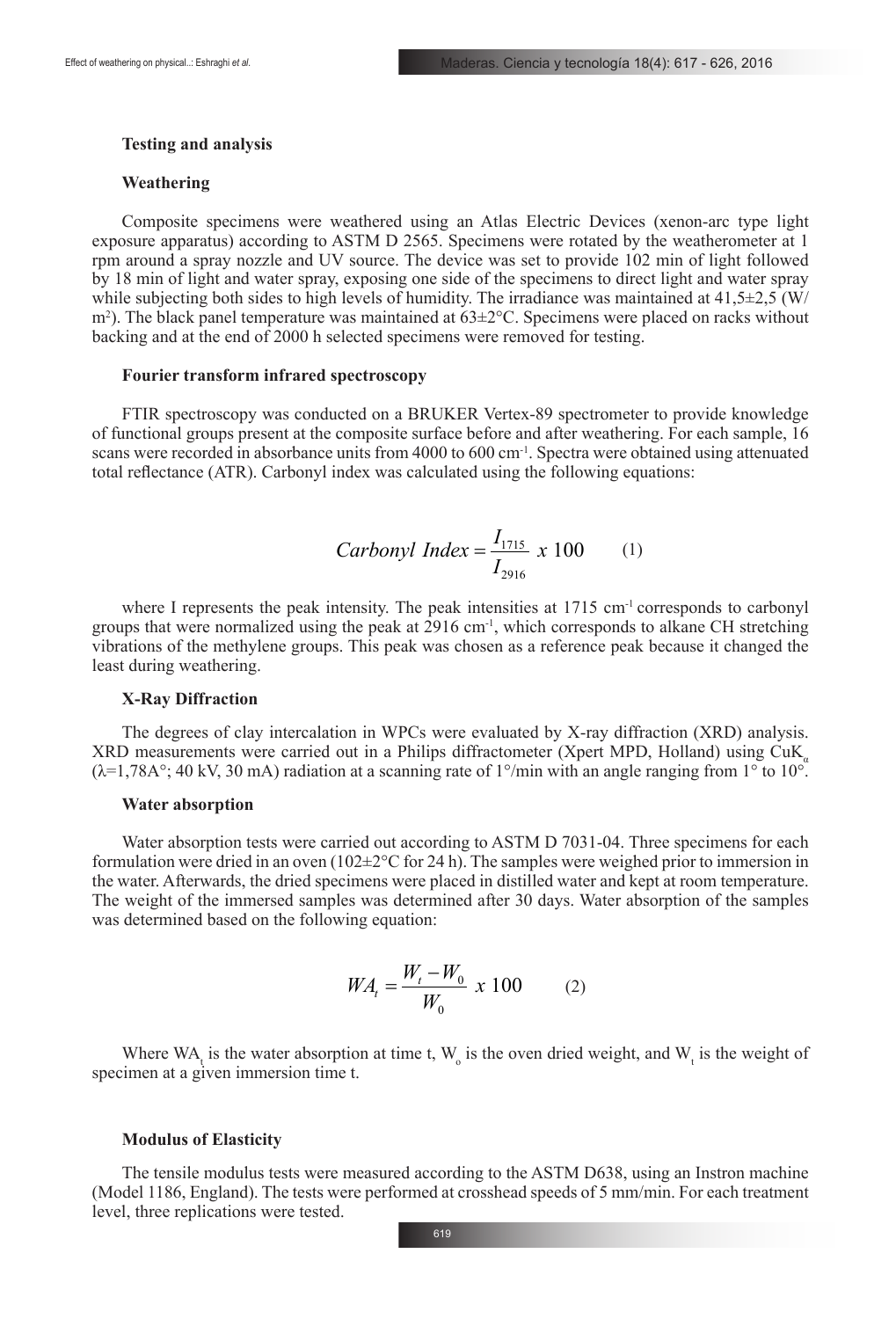### Testing and analysis

### Weathering

Composite specimens were weathered using an Atlas Electric Devices (xenon-arc type light exposure apparatus) according to ASTM D 2565. Specimens were rotated by the weatherometer at 1 rpm around a spray nozzle and UV source. The device was set to provide 102 min of light followed by 18 min of light and water spray, exposing one side of the specimens to direct light and water spray while subjecting both sides to high levels of humidity. The irradiance was maintained at 41,5±2,5 (W/m$^2$). The black panel temperature was maintained at 63±2°C. Specimens were placed on racks without backing and at the end of 2000 h selected specimens were removed for testing.

### Fourier transform infrared spectroscopy

FTIR spectroscopy was conducted on a BRUKER Vertex-89 spectrometer to provide knowledge of functional groups present at the composite surface before and after weathering. For each sample, 16 scans were recorded in absorbance units from 4000 to 600 cm$^{-1}$. Spectra were obtained using attenuated total reflectance (ATR). Carbonyl index was calculated using the following equations:

$$Carbonyl\ Index = \frac{I_{1715}}{I_{2916}}\ x\ 100 \qquad (1)$$

where I represents the peak intensity. The peak intensities at 1715 cm$^{-1}$ corresponds to carbonyl groups that were normalized using the peak at 2916 cm$^{-1}$, which corresponds to alkane CH stretching vibrations of the methylene groups. This peak was chosen as a reference peak because it changed the least during weathering.

### X-Ray Diffraction

The degrees of clay intercalation in WPCs were evaluated by X-ray diffraction (XRD) analysis. XRD measurements were carried out in a Philips diffractometer (Xpert MPD, Holland) using CuK$_\alpha$ (λ=1,78A°; 40 kV, 30 mA) radiation at a scanning rate of 1°/min with an angle ranging from 1° to 10°.

### Water absorption

Water absorption tests were carried out according to ASTM D 7031-04. Three specimens for each formulation were dried in an oven (102±2°C for 24 h). The samples were weighed prior to immersion in the water. Afterwards, the dried specimens were placed in distilled water and kept at room temperature. The weight of the immersed samples was determined after 30 days. Water absorption of the samples was determined based on the following equation:

$$WA_t = \frac{W_t - W_0}{W_0}\ x\ 100 \qquad (2)$$

Where $WA_t$ is the water absorption at time t, $W_o$ is the oven dried weight, and $W_t$ is the weight of specimen at a given immersion time t.

### Modulus of Elasticity

The tensile modulus tests were measured according to the ASTM D638, using an Instron machine (Model 1186, England). The tests were performed at crosshead speeds of 5 mm/min. For each treatment level, three replications were tested.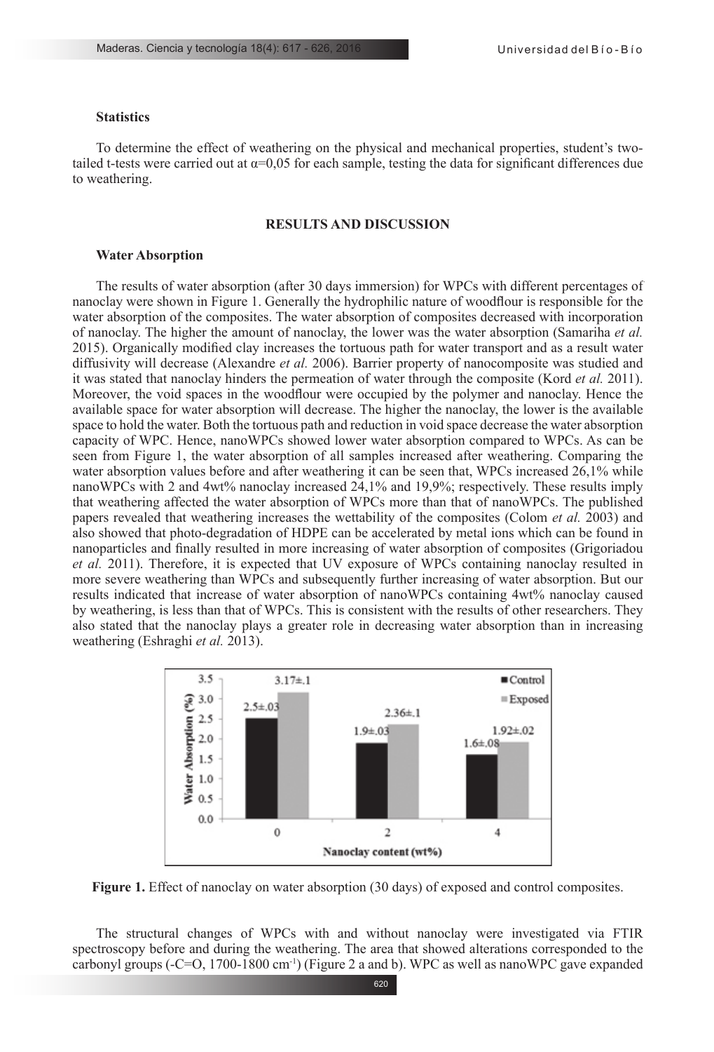### Statistics

To determine the effect of weathering on the physical and mechanical properties, student's two-tailed t-tests were carried out at $\alpha$=0,05 for each sample, testing the data for significant differences due to weathering.

## RESULTS AND DISCUSSION

### Water Absorption

The results of water absorption (after 30 days immersion) for WPCs with different percentages of nanoclay were shown in Figure 1. Generally the hydrophilic nature of woodflour is responsible for the water absorption of the composites. The water absorption of composites decreased with incorporation of nanoclay. The higher the amount of nanoclay, the lower was the water absorption (Samariha *et al.* 2015). Organically modified clay increases the tortuous path for water transport and as a result water diffusivity will decrease (Alexandre *et al.* 2006). Barrier property of nanocomposite was studied and it was stated that nanoclay hinders the permeation of water through the composite (Kord *et al.* 2011). Moreover, the void spaces in the woodflour were occupied by the polymer and nanoclay. Hence the available space for water absorption will decrease. The higher the nanoclay, the lower is the available space to hold the water. Both the tortuous path and reduction in void space decrease the water absorption capacity of WPC. Hence, nanoWPCs showed lower water absorption compared to WPCs. As can be seen from Figure 1, the water absorption of all samples increased after weathering. Comparing the water absorption values before and after weathering it can be seen that, WPCs increased 26,1% while nanoWPCs with 2 and 4wt% nanoclay increased 24,1% and 19,9%; respectively. These results imply that weathering affected the water absorption of WPCs more than that of nanoWPCs. The published papers revealed that weathering increases the wettability of the composites (Colom *et al.* 2003) and also showed that photo-degradation of HDPE can be accelerated by metal ions which can be found in nanoparticles and finally resulted in more increasing of water absorption of composites (Grigoriadou *et al.* 2011). Therefore, it is expected that UV exposure of WPCs containing nanoclay resulted in more severe weathering than WPCs and subsequently further increasing of water absorption. But our results indicated that increase of water absorption of nanoWPCs containing 4wt% nanoclay caused by weathering, is less than that of WPCs. This is consistent with the results of other researchers. They also stated that the nanoclay plays a greater role in decreasing water absorption than in increasing weathering (Eshraghi *et al.* 2013).

| Nanoclay content (wt%) | Control Water Absorption (%) | Exposed Water Absorption (%) |
|---|---|---|
| 0 | 2.5±.03 | 3.17±.1 |
| 2 | 1.9±.03 | 2.36±.1 |
| 4 | 1.6±.08 | 1.92±.02 |

**Figure 1.** Effect of nanoclay on water absorption (30 days) of exposed and control composites.

The structural changes of WPCs with and without nanoclay were investigated via FTIR spectroscopy before and during the weathering. The area that showed alterations corresponded to the carbonyl groups (-C=O, 1700-1800 $cm^{-1}$) (Figure 2 a and b). WPC as well as nanoWPC gave expanded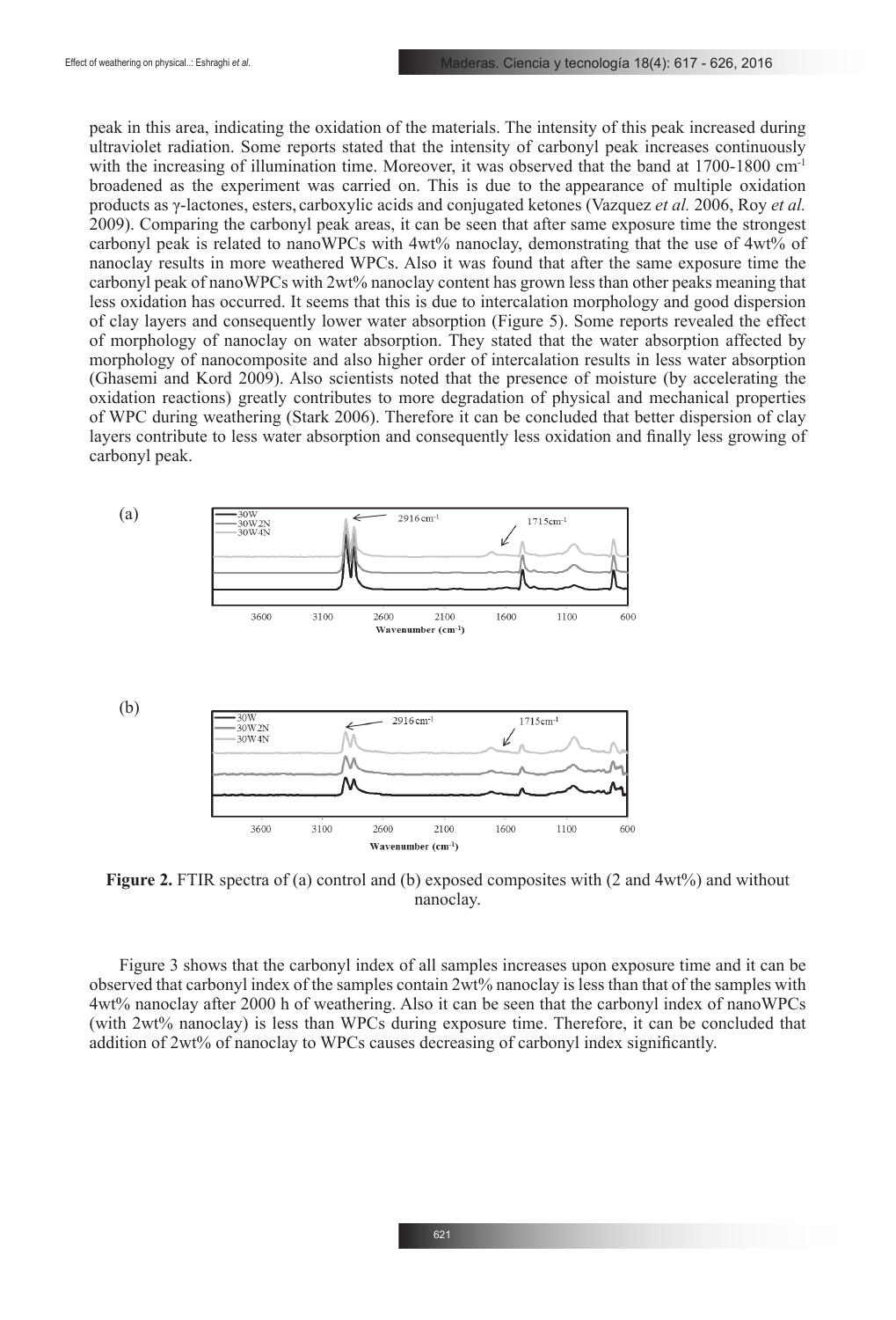peak in this area, indicating the oxidation of the materials. The intensity of this peak increased during ultraviolet radiation. Some reports stated that the intensity of carbonyl peak increases continuously with the increasing of illumination time. Moreover, it was observed that the band at 1700-1800 $cm^{-1}$ broadened as the experiment was carried on. This is due to the appearance of multiple oxidation products as γ-lactones, esters, carboxylic acids and conjugated ketones (Vazquez *et al.* 2006, Roy *et al.* 2009). Comparing the carbonyl peak areas, it can be seen that after same exposure time the strongest carbonyl peak is related to nanoWPCs with 4wt% nanoclay, demonstrating that the use of 4wt% of nanoclay results in more weathered WPCs. Also it was found that after the same exposure time the carbonyl peak of nanoWPCs with 2wt% nanoclay content has grown less than other peaks meaning that less oxidation has occurred. It seems that this is due to intercalation morphology and good dispersion of clay layers and consequently lower water absorption (Figure 5). Some reports revealed the effect of morphology of nanoclay on water absorption. They stated that the water absorption affected by morphology of nanocomposite and also higher order of intercalation results in less water absorption (Ghasemi and Kord 2009). Also scientists noted that the presence of moisture (by accelerating the oxidation reactions) greatly contributes to more degradation of physical and mechanical properties of WPC during weathering (Stark 2006). Therefore it can be concluded that better dispersion of clay layers contribute to less water absorption and consequently less oxidation and finally less growing of carbonyl peak.

**Figure 2.** FTIR spectra of (a) control and (b) exposed composites with (2 and 4wt%) and without nanoclay.

Figure 3 shows that the carbonyl index of all samples increases upon exposure time and it can be observed that carbonyl index of the samples contain 2wt% nanoclay is less than that of the samples with 4wt% nanoclay after 2000 h of weathering. Also it can be seen that the carbonyl index of nanoWPCs (with 2wt% nanoclay) is less than WPCs during exposure time. Therefore, it can be concluded that addition of 2wt% of nanoclay to WPCs causes decreasing of carbonyl index significantly.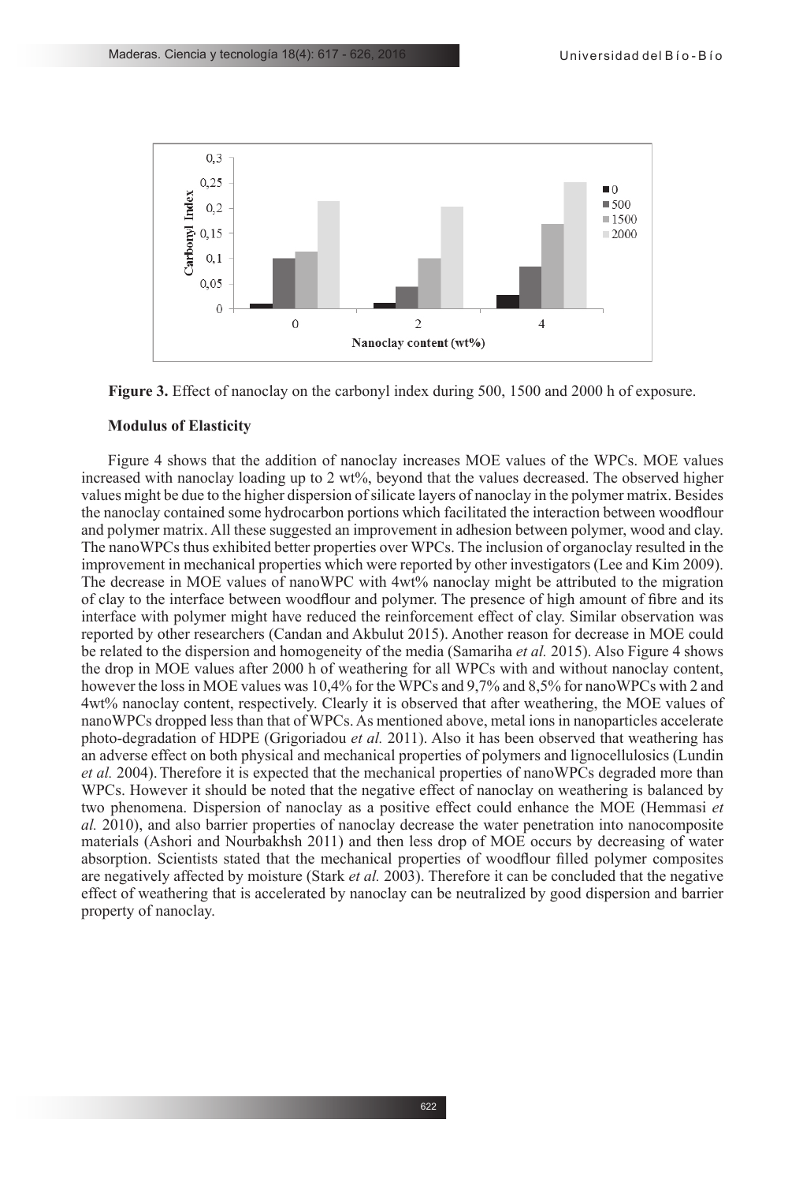**Figure 3.** Effect of nanoclay on the carbonyl index during 500, 1500 and 2000 h of exposure.

**Modulus of Elasticity**

Figure 4 shows that the addition of nanoclay increases MOE values of the WPCs. MOE values increased with nanoclay loading up to 2 wt%, beyond that the values decreased. The observed higher values might be due to the higher dispersion of silicate layers of nanoclay in the polymer matrix. Besides the nanoclay contained some hydrocarbon portions which facilitated the interaction between woodflour and polymer matrix. All these suggested an improvement in adhesion between polymer, wood and clay. The nanoWPCs thus exhibited better properties over WPCs. The inclusion of organoclay resulted in the improvement in mechanical properties which were reported by other investigators (Lee and Kim 2009). The decrease in MOE values of nanoWPC with 4wt% nanoclay might be attributed to the migration of clay to the interface between woodflour and polymer. The presence of high amount of fibre and its interface with polymer might have reduced the reinforcement effect of clay. Similar observation was reported by other researchers (Candan and Akbulut 2015). Another reason for decrease in MOE could be related to the dispersion and homogeneity of the media (Samariha *et al.* 2015). Also Figure 4 shows the drop in MOE values after 2000 h of weathering for all WPCs with and without nanoclay content, however the loss in MOE values was 10,4% for the WPCs and 9,7% and 8,5% for nanoWPCs with 2 and 4wt% nanoclay content, respectively. Clearly it is observed that after weathering, the MOE values of nanoWPCs dropped less than that of WPCs. As mentioned above, metal ions in nanoparticles accelerate photo-degradation of HDPE (Grigoriadou *et al.* 2011). Also it has been observed that weathering has an adverse effect on both physical and mechanical properties of polymers and lignocellulosics (Lundin *et al.* 2004). Therefore it is expected that the mechanical properties of nanoWPCs degraded more than WPCs. However it should be noted that the negative effect of nanoclay on weathering is balanced by two phenomena. Dispersion of nanoclay as a positive effect could enhance the MOE (Hemmasi *et al.* 2010), and also barrier properties of nanoclay decrease the water penetration into nanocomposite materials (Ashori and Nourbakhsh 2011) and then less drop of MOE occurs by decreasing of water absorption. Scientists stated that the mechanical properties of woodflour filled polymer composites are negatively affected by moisture (Stark *et al.* 2003). Therefore it can be concluded that the negative effect of weathering that is accelerated by nanoclay can be neutralized by good dispersion and barrier property of nanoclay.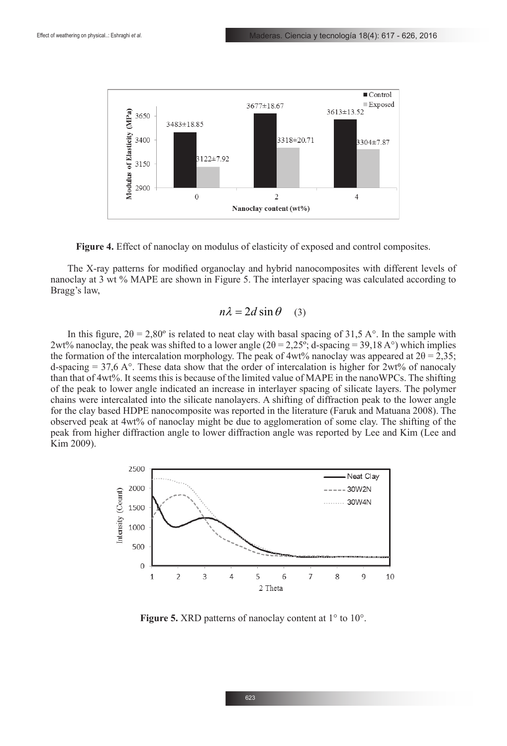**Figure 4.** Effect of nanoclay on modulus of elasticity of exposed and control composites.

The X-ray patterns for modified organoclay and hybrid nanocomposites with different levels of nanoclay at 3 wt % MAPE are shown in Figure 5. The interlayer spacing was calculated according to Bragg's law,

$$n\lambda = 2d\sin\theta \quad (3)$$

In this figure, 2θ = 2,80º is related to neat clay with basal spacing of 31,5 A°. In the sample with 2wt% nanoclay, the peak was shifted to a lower angle (2θ = 2,25º; d-spacing = 39,18 A°) which implies the formation of the intercalation morphology. The peak of 4wt% nanoclay was appeared at 2θ = 2,35; d-spacing = 37,6 A°. These data show that the order of intercalation is higher for 2wt% of nanocaly than that of 4wt%. It seems this is because of the limited value of MAPE in the nanoWPCs. The shifting of the peak to lower angle indicated an increase in interlayer spacing of silicate layers. The polymer chains were intercalated into the silicate nanolayers. A shifting of diffraction peak to the lower angle for the clay based HDPE nanocomposite was reported in the literature (Faruk and Matuana 2008). The observed peak at 4wt% of nanoclay might be due to agglomeration of some clay. The shifting of the peak from higher diffraction angle to lower diffraction angle was reported by Lee and Kim (Lee and Kim 2009).

**Figure 5.** XRD patterns of nanoclay content at 1° to 10°.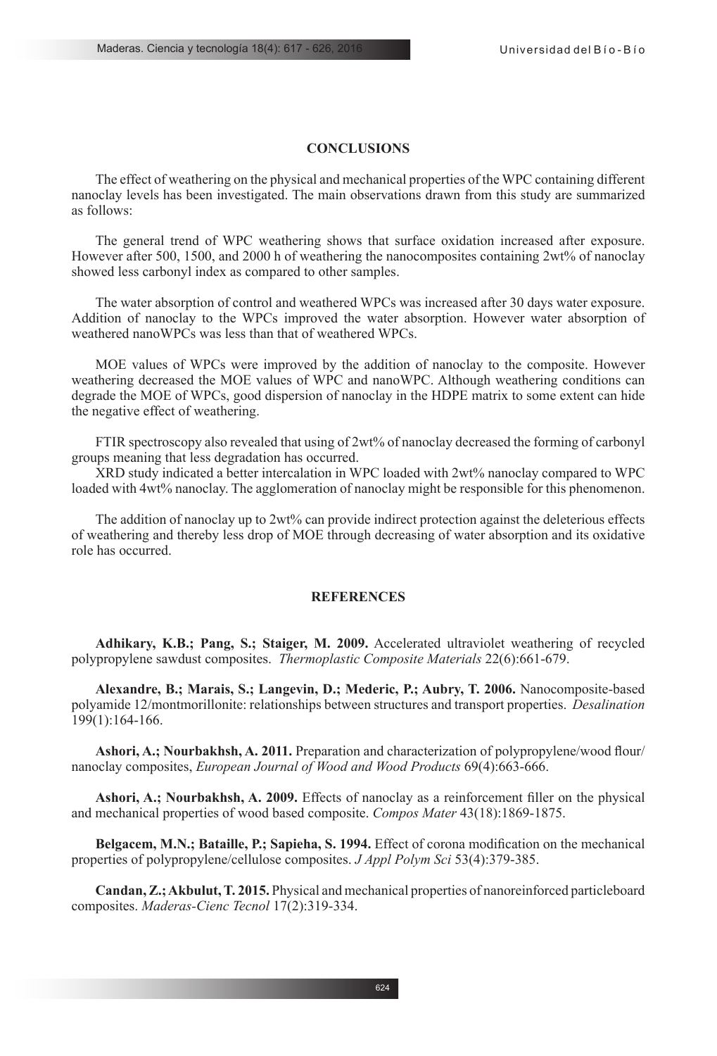## CONCLUSIONS

The effect of weathering on the physical and mechanical properties of the WPC containing different nanoclay levels has been investigated. The main observations drawn from this study are summarized as follows:

The general trend of WPC weathering shows that surface oxidation increased after exposure. However after 500, 1500, and 2000 h of weathering the nanocomposites containing 2wt% of nanoclay showed less carbonyl index as compared to other samples.

The water absorption of control and weathered WPCs was increased after 30 days water exposure. Addition of nanoclay to the WPCs improved the water absorption. However water absorption of weathered nanoWPCs was less than that of weathered WPCs.

MOE values of WPCs were improved by the addition of nanoclay to the composite. However weathering decreased the MOE values of WPC and nanoWPC. Although weathering conditions can degrade the MOE of WPCs, good dispersion of nanoclay in the HDPE matrix to some extent can hide the negative effect of weathering.

FTIR spectroscopy also revealed that using of 2wt% of nanoclay decreased the forming of carbonyl groups meaning that less degradation has occurred.

XRD study indicated a better intercalation in WPC loaded with 2wt% nanoclay compared to WPC loaded with 4wt% nanoclay. The agglomeration of nanoclay might be responsible for this phenomenon.

The addition of nanoclay up to 2wt% can provide indirect protection against the deleterious effects of weathering and thereby less drop of MOE through decreasing of water absorption and its oxidative role has occurred.

## REFERENCES

**Adhikary, K.B.; Pang, S.; Staiger, M. 2009.** Accelerated ultraviolet weathering of recycled polypropylene sawdust composites. *Thermoplastic Composite Materials* 22(6):661-679.

**Alexandre, B.; Marais, S.; Langevin, D.; Mederic, P.; Aubry, T. 2006.** Nanocomposite-based polyamide 12/montmorillonite: relationships between structures and transport properties. *Desalination* 199(1):164-166.

**Ashori, A.; Nourbakhsh, A. 2011.** Preparation and characterization of polypropylene/wood flour/ nanoclay composites, *European Journal of Wood and Wood Products* 69(4):663-666.

**Ashori, A.; Nourbakhsh, A. 2009.** Effects of nanoclay as a reinforcement filler on the physical and mechanical properties of wood based composite. *Compos Mater* 43(18):1869-1875.

**Belgacem, M.N.; Bataille, P.; Sapieha, S. 1994.** Effect of corona modification on the mechanical properties of polypropylene/cellulose composites. *J Appl Polym Sci* 53(4):379-385.

**Candan, Z.; Akbulut, T. 2015.** Physical and mechanical properties of nanoreinforced particleboard composites. *Maderas-Cienc Tecnol* 17(2):319-334.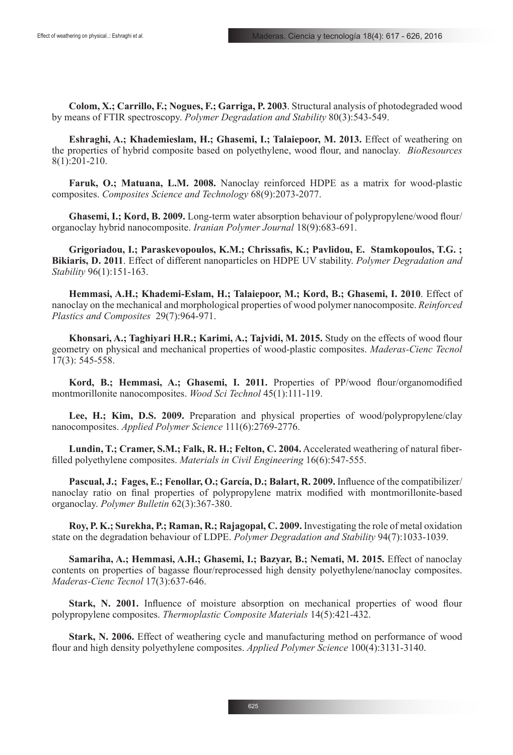**Colom, X.; Carrillo, F.; Nogues, F.; Garriga, P. 2003**. Structural analysis of photodegraded wood by means of FTIR spectroscopy. *Polymer Degradation and Stability* 80(3):543-549.

**Eshraghi, A.; Khademieslam, H.; Ghasemi, I.; Talaiepoor, M. 2013.** Effect of weathering on the properties of hybrid composite based on polyethylene, wood flour, and nanoclay. *BioResources* 8(1):201-210.

**Faruk, O.; Matuana, L.M. 2008.** Nanoclay reinforced HDPE as a matrix for wood-plastic composites. *Composites Science and Technology* 68(9):2073-2077.

**Ghasemi, I.; Kord, B. 2009.** Long-term water absorption behaviour of polypropylene/wood flour/ organoclay hybrid nanocomposite. *Iranian Polymer Journal* 18(9):683-691.

**Grigoriadou, I.; Paraskevopoulos, K.M.; Chrissafis, K.; Pavlidou, E. Stamkopoulos, T.G. ; Bikiaris, D. 2011**. Effect of different nanoparticles on HDPE UV stability. *Polymer Degradation and Stability* 96(1):151-163.

**Hemmasi, A.H.; Khademi-Eslam, H.; Talaiepoor, M.; Kord, B.; Ghasemi, I. 2010**. Effect of nanoclay on the mechanical and morphological properties of wood polymer nanocomposite. *Reinforced Plastics and Composites* 29(7):964-971.

**Khonsari, A.; Taghiyari H.R.; Karimi, A.; Tajvidi, M. 2015.** Study on the effects of wood flour geometry on physical and mechanical properties of wood-plastic composites. *Maderas-Cienc Tecnol* 17(3): 545-558.

**Kord, B.; Hemmasi, A.; Ghasemi, I. 2011.** Properties of PP/wood flour/organomodified montmorillonite nanocomposites. *Wood Sci Technol* 45(1):111-119.

**Lee, H.; Kim, D.S. 2009.** Preparation and physical properties of wood/polypropylene/clay nanocomposites. *Applied Polymer Science* 111(6):2769-2776.

**Lundin, T.; Cramer, S.M.; Falk, R. H.; Felton, C. 2004.** Accelerated weathering of natural fiber-filled polyethylene composites. *Materials in Civil Engineering* 16(6):547-555.

**Pascual, J.; Fages, E.; Fenollar, O.; García, D.; Balart, R. 2009.** Influence of the compatibilizer/ nanoclay ratio on final properties of polypropylene matrix modified with montmorillonite-based organoclay. *Polymer Bulletin* 62(3):367-380.

**Roy, P. K.; Surekha, P.; Raman, R.; Rajagopal, C. 2009.** Investigating the role of metal oxidation state on the degradation behaviour of LDPE. *Polymer Degradation and Stability* 94(7):1033-1039.

**Samariha, A.; Hemmasi, A.H.; Ghasemi, I.; Bazyar, B.; Nemati, M. 2015.** Effect of nanoclay contents on properties of bagasse flour/reprocessed high density polyethylene/nanoclay composites. *Maderas-Cienc Tecnol* 17(3):637-646.

**Stark, N. 2001.** Influence of moisture absorption on mechanical properties of wood flour polypropylene composites. *Thermoplastic Composite Materials* 14(5):421-432.

**Stark, N. 2006.** Effect of weathering cycle and manufacturing method on performance of wood flour and high density polyethylene composites. *Applied Polymer Science* 100(4):3131-3140.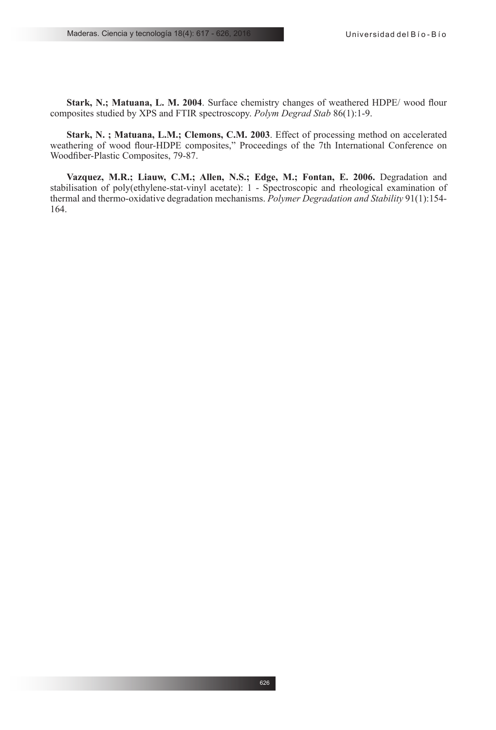**Stark, N.; Matuana, L. M. 2004**. Surface chemistry changes of weathered HDPE/ wood flour composites studied by XPS and FTIR spectroscopy. *Polym Degrad Stab* 86(1):1-9.

**Stark, N. ; Matuana, L.M.; Clemons, C.M. 2003**. Effect of processing method on accelerated weathering of wood flour-HDPE composites," Proceedings of the 7th International Conference on Woodfiber-Plastic Composites, 79-87.

**Vazquez, M.R.; Liauw, C.M.; Allen, N.S.; Edge, M.; Fontan, E. 2006.** Degradation and stabilisation of poly(ethylene-stat-vinyl acetate): 1 - Spectroscopic and rheological examination of thermal and thermo-oxidative degradation mechanisms. *Polymer Degradation and Stability* 91(1):154-164.